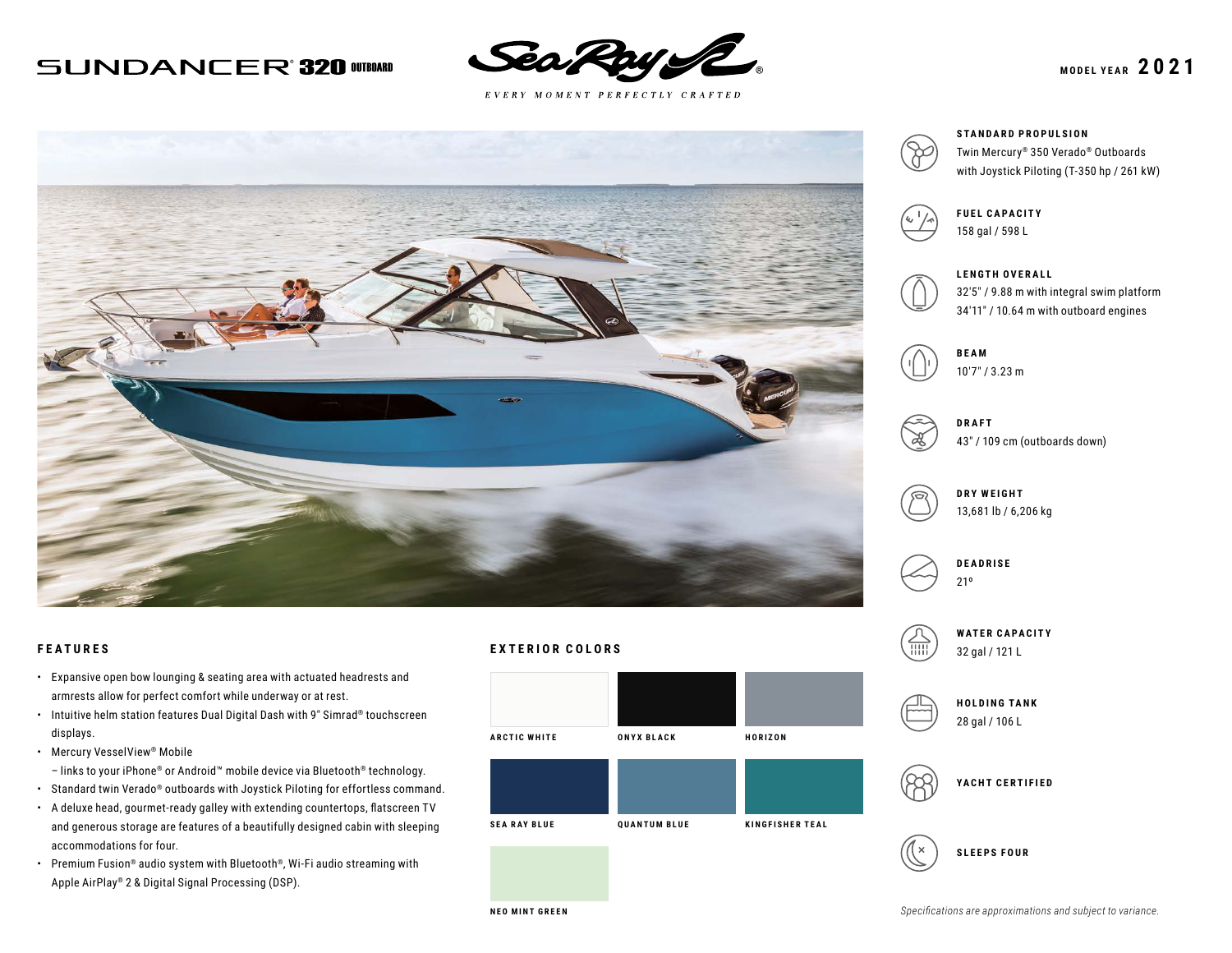# SUNDANCER® 320 OUTBOARD

Sea Ray®

*EVERY MOMENT PERFECTLY CRAFTED*

MODEL YEAR **2021**

**STANDARD PROPULSION**
Twin Mercury® 350 Verado® Outboards with Joystick Piloting (T-350 hp / 261 kW)

**FUEL CAPACITY**
158 gal / 598 L

**LENGTH OVERALL**
32'5" / 9.88 m with integral swim platform
34'11" / 10.64 m with outboard engines

**BEAM**
10'7" / 3.23 m

**DRAFT**
43" / 109 cm (outboards down)

**DRY WEIGHT**
13,681 lb / 6,206 kg

**DEADRISE**
21º

**WATER CAPACITY**
32 gal / 121 L

**HOLDING TANK**
28 gal / 106 L

**YACHT CERTIFIED**

**SLEEPS FOUR**

*Specifications are approximations and subject to variance.*

## FEATURES

- Expansive open bow lounging & seating area with actuated headrests and armrests allow for perfect comfort while underway or at rest.
- Intuitive helm station features Dual Digital Dash with 9" Simrad® touchscreen displays.
- Mercury VesselView® Mobile
  – links to your iPhone® or Android™ mobile device via Bluetooth® technology.
- Standard twin Verado® outboards with Joystick Piloting for effortless command.
- A deluxe head, gourmet-ready galley with extending countertops, flatscreen TV and generous storage are features of a beautifully designed cabin with sleeping accommodations for four.
- Premium Fusion® audio system with Bluetooth®, Wi-Fi audio streaming with Apple AirPlay® 2 & Digital Signal Processing (DSP).

## EXTERIOR COLORS

- ARCTIC WHITE
- ONYX BLACK
- HORIZON
- SEA RAY BLUE
- QUANTUM BLUE
- KINGFISHER TEAL
- NEO MINT GREEN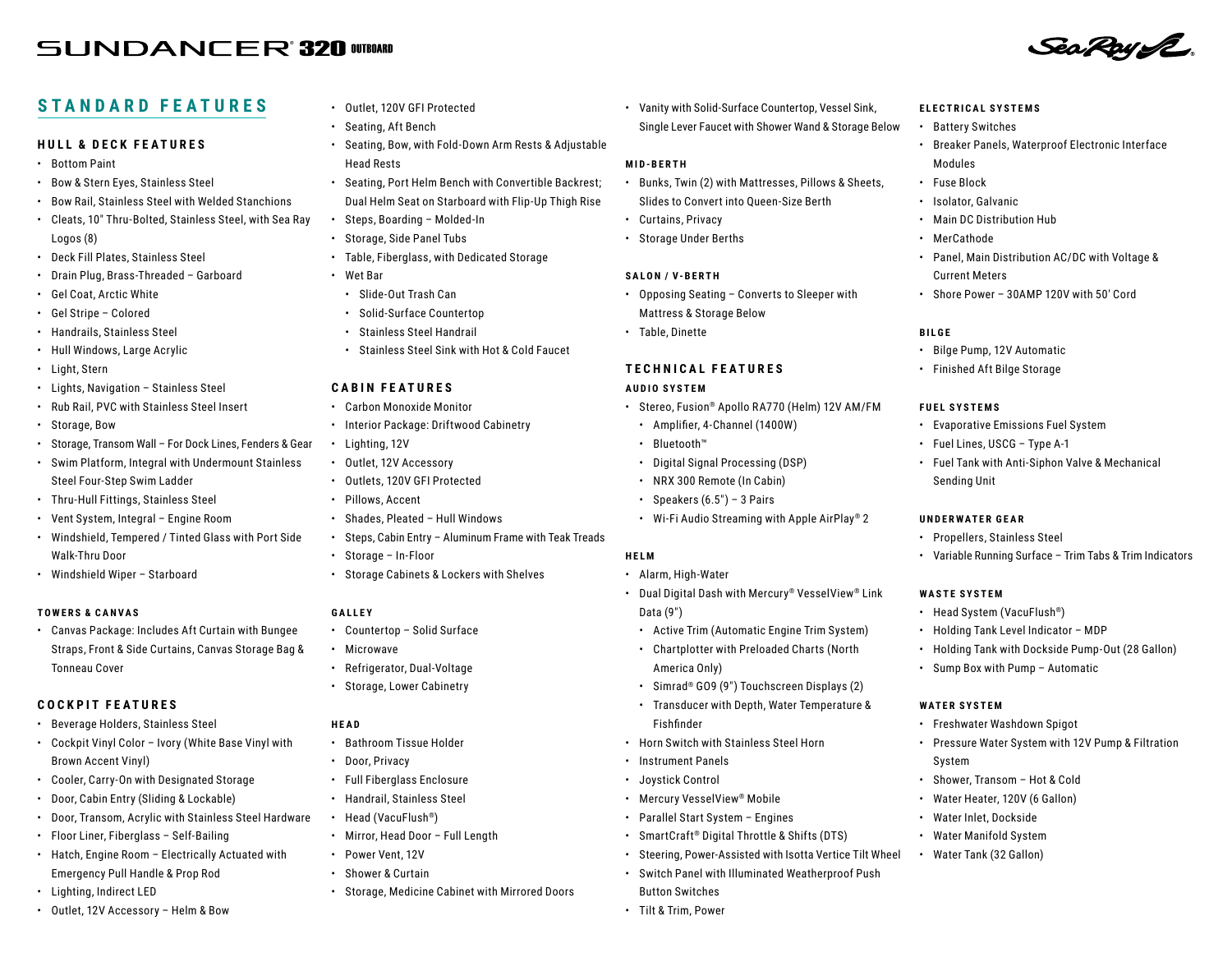# SUNDANCER® 320 OUTBOARD

## STANDARD FEATURES

### HULL & DECK FEATURES

- Bottom Paint
- Bow & Stern Eyes, Stainless Steel
- Bow Rail, Stainless Steel with Welded Stanchions
- Cleats, 10" Thru-Bolted, Stainless Steel, with Sea Ray Logos (8)
- Deck Fill Plates, Stainless Steel
- Drain Plug, Brass-Threaded – Garboard
- Gel Coat, Arctic White
- Gel Stripe – Colored
- Handrails, Stainless Steel
- Hull Windows, Large Acrylic
- Light, Stern
- Lights, Navigation – Stainless Steel
- Rub Rail, PVC with Stainless Steel Insert
- Storage, Bow
- Storage, Transom Wall – For Dock Lines, Fenders & Gear
- Swim Platform, Integral with Undermount Stainless Steel Four-Step Swim Ladder
- Thru-Hull Fittings, Stainless Steel
- Vent System, Integral – Engine Room
- Windshield, Tempered / Tinted Glass with Port Side Walk-Thru Door
- Windshield Wiper – Starboard

### TOWERS & CANVAS

- Canvas Package: Includes Aft Curtain with Bungee Straps, Front & Side Curtains, Canvas Storage Bag & Tonneau Cover

### COCKPIT FEATURES

- Beverage Holders, Stainless Steel
- Cockpit Vinyl Color – Ivory (White Base Vinyl with Brown Accent Vinyl)
- Cooler, Carry-On with Designated Storage
- Door, Cabin Entry (Sliding & Lockable)
- Door, Transom, Acrylic with Stainless Steel Hardware
- Floor Liner, Fiberglass – Self-Bailing
- Hatch, Engine Room – Electrically Actuated with Emergency Pull Handle & Prop Rod
- Lighting, Indirect LED
- Outlet, 12V Accessory – Helm & Bow
- Outlet, 120V GFI Protected
- Seating, Aft Bench
- Seating, Bow, with Fold-Down Arm Rests & Adjustable Head Rests
- Seating, Port Helm Bench with Convertible Backrest; Dual Helm Seat on Starboard with Flip-Up Thigh Rise
- Steps, Boarding – Molded-In
- Storage, Side Panel Tubs
- Table, Fiberglass, with Dedicated Storage
- Wet Bar
  - Slide-Out Trash Can
  - Solid-Surface Countertop
  - Stainless Steel Handrail
  - Stainless Steel Sink with Hot & Cold Faucet

### CABIN FEATURES

- Carbon Monoxide Monitor
- Interior Package: Driftwood Cabinetry
- Lighting, 12V
- Outlet, 12V Accessory
- Outlets, 120V GFI Protected
- Pillows, Accent
- Shades, Pleated – Hull Windows
- Steps, Cabin Entry – Aluminum Frame with Teak Treads
- Storage – In-Floor
- Storage Cabinets & Lockers with Shelves

### GALLEY

- Countertop – Solid Surface
- Microwave
- Refrigerator, Dual-Voltage
- Storage, Lower Cabinetry

### HEAD

- Bathroom Tissue Holder
- Door, Privacy
- Full Fiberglass Enclosure
- Handrail, Stainless Steel
- Head (VacuFlush®)
- Mirror, Head Door – Full Length
- Power Vent, 12V
- Shower & Curtain
- Storage, Medicine Cabinet with Mirrored Doors
- Vanity with Solid-Surface Countertop, Vessel Sink, Single Lever Faucet with Shower Wand & Storage Below

### MID-BERTH

- Bunks, Twin (2) with Mattresses, Pillows & Sheets, Slides to Convert into Queen-Size Berth
- Curtains, Privacy
- Storage Under Berths

### SALON / V-BERTH

- Opposing Seating – Converts to Sleeper with Mattress & Storage Below
- Table, Dinette

## TECHNICAL FEATURES

### AUDIO SYSTEM

- Stereo, Fusion® Apollo RA770 (Helm) 12V AM/FM
  - Amplifier, 4-Channel (1400W)
  - Bluetooth™
  - Digital Signal Processing (DSP)
  - NRX 300 Remote (In Cabin)
  - Speakers (6.5") – 3 Pairs
  - Wi-Fi Audio Streaming with Apple AirPlay® 2

### HELM

- Alarm, High-Water
- Dual Digital Dash with Mercury® VesselView® Link Data (9")
  - Active Trim (Automatic Engine Trim System)
  - Chartplotter with Preloaded Charts (North America Only)
  - Simrad® GO9 (9") Touchscreen Displays (2)
  - Transducer with Depth, Water Temperature & Fishfinder
- Horn Switch with Stainless Steel Horn
- Instrument Panels
- Joystick Control
- Mercury VesselView® Mobile
- Parallel Start System – Engines
- SmartCraft® Digital Throttle & Shifts (DTS)
- Steering, Power-Assisted with Isotta Vertice Tilt Wheel
- Switch Panel with Illuminated Weatherproof Push Button Switches
- Tilt & Trim, Power

### ELECTRICAL SYSTEMS

- Battery Switches
- Breaker Panels, Waterproof Electronic Interface Modules
- Fuse Block
- Isolator, Galvanic
- Main DC Distribution Hub
- MerCathode
- Panel, Main Distribution AC/DC with Voltage & Current Meters
- Shore Power – 30AMP 120V with 50' Cord

### BILGE

- Bilge Pump, 12V Automatic
- Finished Aft Bilge Storage

### FUEL SYSTEMS

- Evaporative Emissions Fuel System
- Fuel Lines, USCG – Type A-1
- Fuel Tank with Anti-Siphon Valve & Mechanical Sending Unit

### UNDERWATER GEAR

- Propellers, Stainless Steel
- Variable Running Surface – Trim Tabs & Trim Indicators

### WASTE SYSTEM

- Head System (VacuFlush®)
- Holding Tank Level Indicator – MDP
- Holding Tank with Dockside Pump-Out (28 Gallon)
- Sump Box with Pump – Automatic

### WATER SYSTEM

- Freshwater Washdown Spigot
- Pressure Water System with 12V Pump & Filtration System
- Shower, Transom – Hot & Cold
- Water Heater, 120V (6 Gallon)
- Water Inlet, Dockside
- Water Manifold System
- Water Tank (32 Gallon)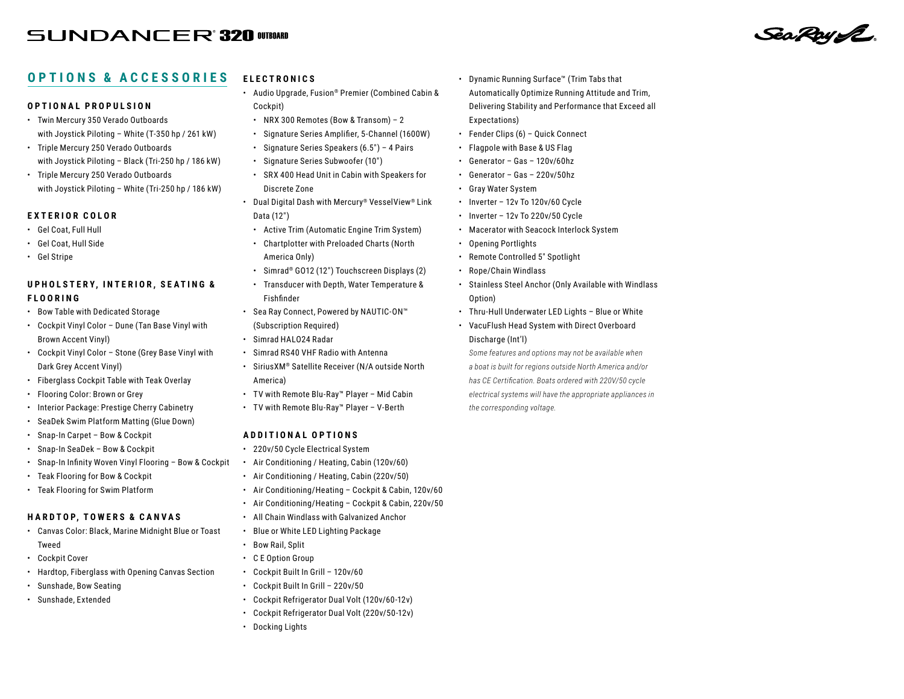## OPTIONS & ACCESSORIES

### OPTIONAL PROPULSION

- Twin Mercury 350 Verado Outboards with Joystick Piloting – White (T-350 hp / 261 kW)
- Triple Mercury 250 Verado Outboards with Joystick Piloting – Black (Tri-250 hp / 186 kW)
- Triple Mercury 250 Verado Outboards with Joystick Piloting – White (Tri-250 hp / 186 kW)

### EXTERIOR COLOR

- Gel Coat, Full Hull
- Gel Coat, Hull Side
- Gel Stripe

### UPHOLSTERY, INTERIOR, SEATING & FLOORING

- Bow Table with Dedicated Storage
- Cockpit Vinyl Color – Dune (Tan Base Vinyl with Brown Accent Vinyl)
- Cockpit Vinyl Color – Stone (Grey Base Vinyl with Dark Grey Accent Vinyl)
- Fiberglass Cockpit Table with Teak Overlay
- Flooring Color: Brown or Grey
- Interior Package: Prestige Cherry Cabinetry
- SeaDek Swim Platform Matting (Glue Down)
- Snap-In Carpet – Bow & Cockpit
- Snap-In SeaDek – Bow & Cockpit
- Snap-In Infinity Woven Vinyl Flooring – Bow & Cockpit
- Teak Flooring for Bow & Cockpit
- Teak Flooring for Swim Platform

### HARDTOP, TOWERS & CANVAS

- Canvas Color: Black, Marine Midnight Blue or Toast Tweed
- Cockpit Cover
- Hardtop, Fiberglass with Opening Canvas Section
- Sunshade, Bow Seating
- Sunshade, Extended

### ELECTRONICS

- Audio Upgrade, Fusion® Premier (Combined Cabin & Cockpit)
  - NRX 300 Remotes (Bow & Transom) – 2
  - Signature Series Amplifier, 5-Channel (1600W)
  - Signature Series Speakers (6.5") – 4 Pairs
  - Signature Series Subwoofer (10")
  - SRX 400 Head Unit in Cabin with Speakers for Discrete Zone
- Dual Digital Dash with Mercury® VesselView® Link Data (12")
  - Active Trim (Automatic Engine Trim System)
  - Chartplotter with Preloaded Charts (North America Only)
  - Simrad® GO12 (12") Touchscreen Displays (2)
  - Transducer with Depth, Water Temperature & Fishfinder
- Sea Ray Connect, Powered by NAUTIC-ON™ (Subscription Required)
- Simrad HALO24 Radar
- Simrad RS40 VHF Radio with Antenna
- SiriusXM® Satellite Receiver (N/A outside North America)
- TV with Remote Blu-Ray™ Player – Mid Cabin
- TV with Remote Blu-Ray™ Player – V-Berth

### ADDITIONAL OPTIONS

- 220v/50 Cycle Electrical System
- Air Conditioning / Heating, Cabin (120v/60)
- Air Conditioning / Heating, Cabin (220v/50)
- Air Conditioning/Heating – Cockpit & Cabin, 120v/60
- Air Conditioning/Heating – Cockpit & Cabin, 220v/50
- All Chain Windlass with Galvanized Anchor
- Blue or White LED Lighting Package
- Bow Rail, Split
- C E Option Group
- Cockpit Built In Grill – 120v/60
- Cockpit Built In Grill – 220v/50
- Cockpit Refrigerator Dual Volt (120v/60-12v)
- Cockpit Refrigerator Dual Volt (220v/50-12v)
- Docking Lights
- Dynamic Running Surface™ (Trim Tabs that Automatically Optimize Running Attitude and Trim, Delivering Stability and Performance that Exceed all Expectations)
- Fender Clips (6) – Quick Connect
- Flagpole with Base & US Flag
- Generator – Gas – 120v/60hz
- Generator – Gas – 220v/50hz
- Gray Water System
- Inverter – 12v To 120v/60 Cycle
- Inverter – 12v To 220v/50 Cycle
- Macerator with Seacock Interlock System
- Opening Portlights
- Remote Controlled 5" Spotlight
- Rope/Chain Windlass
- Stainless Steel Anchor (Only Available with Windlass Option)
- Thru-Hull Underwater LED Lights – Blue or White
- VacuFlush Head System with Direct Overboard Discharge (Int'l)

*Some features and options may not be available when a boat is built for regions outside North America and/or has CE Certification. Boats ordered with 220V/50 cycle electrical systems will have the appropriate appliances in the corresponding voltage.*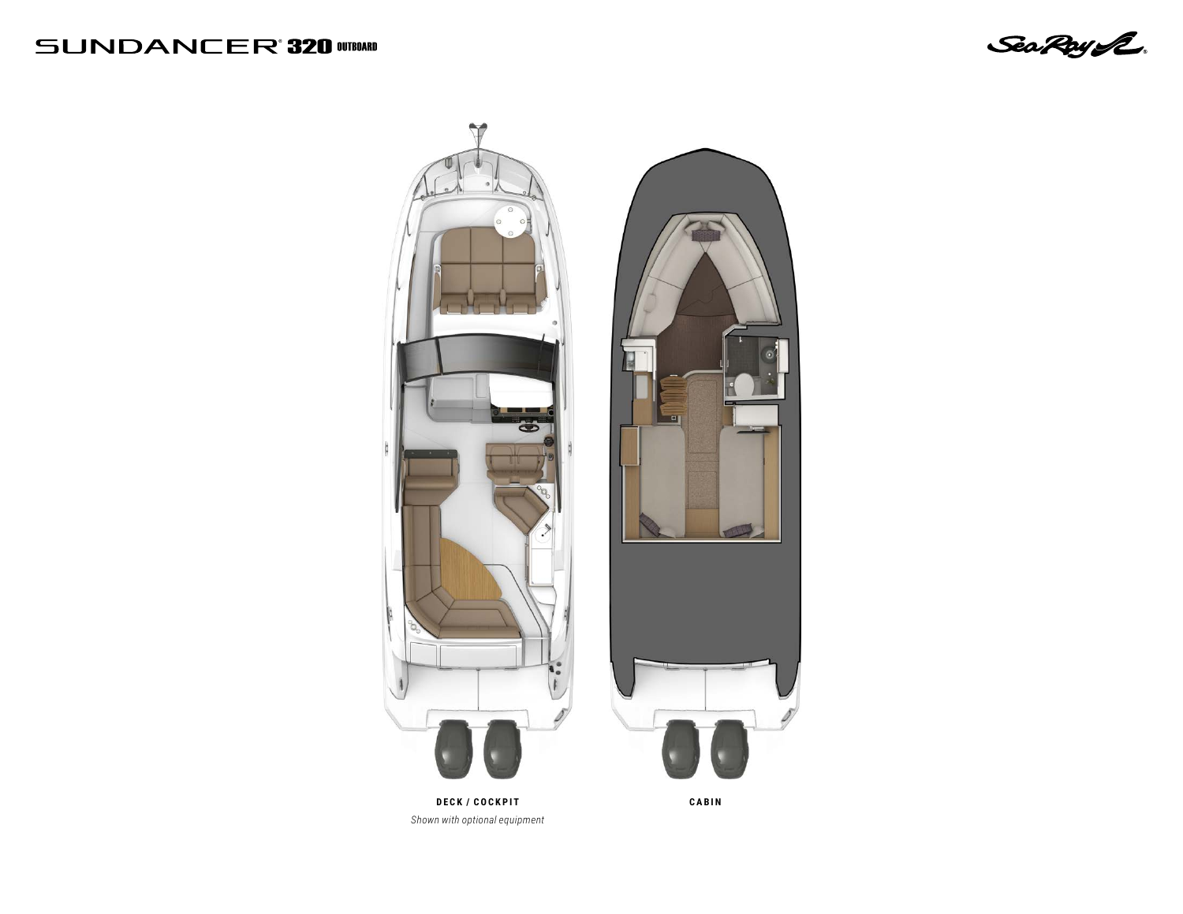# SUNDANCER® 320 OUTBOARD

Sea Ray

**DECK / COCKPIT**

*Shown with optional equipment*

**CABIN**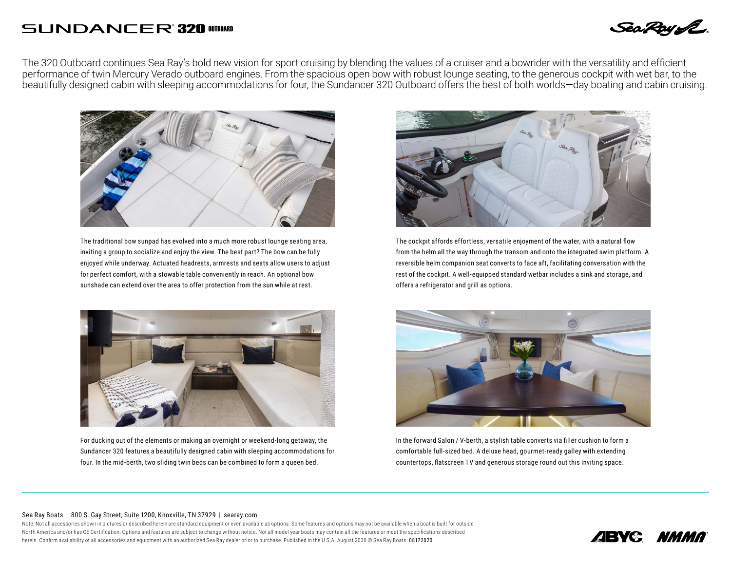# SUNDANCER® 320 OUTBOARD

The 320 Outboard continues Sea Ray's bold new vision for sport cruising by blending the values of a cruiser and a bowrider with the versatility and efficient performance of twin Mercury Verado outboard engines. From the spacious open bow with robust lounge seating, to the generous cockpit with wet bar, to the beautifully designed cabin with sleeping accommodations for four, the Sundancer 320 Outboard offers the best of both worlds—day boating and cabin cruising.

The traditional bow sunpad has evolved into a much more robust lounge seating area, inviting a group to socialize and enjoy the view. The best part? The bow can be fully enjoyed while underway. Actuated headrests, armrests and seats allow users to adjust for perfect comfort, with a stowable table conveniently in reach. An optional bow sunshade can extend over the area to offer protection from the sun while at rest.

The cockpit affords effortless, versatile enjoyment of the water, with a natural flow from the helm all the way through the transom and onto the integrated swim platform. A reversible helm companion seat converts to face aft, facilitating conversation with the rest of the cockpit. A well-equipped standard wetbar includes a sink and storage, and offers a refrigerator and grill as options.

For ducking out of the elements or making an overnight or weekend-long getaway, the Sundancer 320 features a beautifully designed cabin with sleeping accommodations for four. In the mid-berth, two sliding twin beds can be combined to form a queen bed.

In the forward Salon / V-berth, a stylish table converts via filler cushion to form a comfortable full-sized bed. A deluxe head, gourmet-ready galley with extending countertops, flatscreen TV and generous storage round out this inviting space.

---

Sea Ray Boats | 800 S. Gay Street, Suite 1200, Knoxville, TN 37929 | searay.com

Note: Not all accessories shown in pictures or described herein are standard equipment or even available as options. Some features and options may not be available when a boat is built for outside North America and/or has CE Certification. Options and features are subject to change without notice. Not all model year boats may contain all the features or meet the specifications described herein. Confirm availability of all accessories and equipment with an authorized Sea Ray dealer prior to purchase. Published in the U.S.A. August 2020 © Sea Ray Boats. 08172020